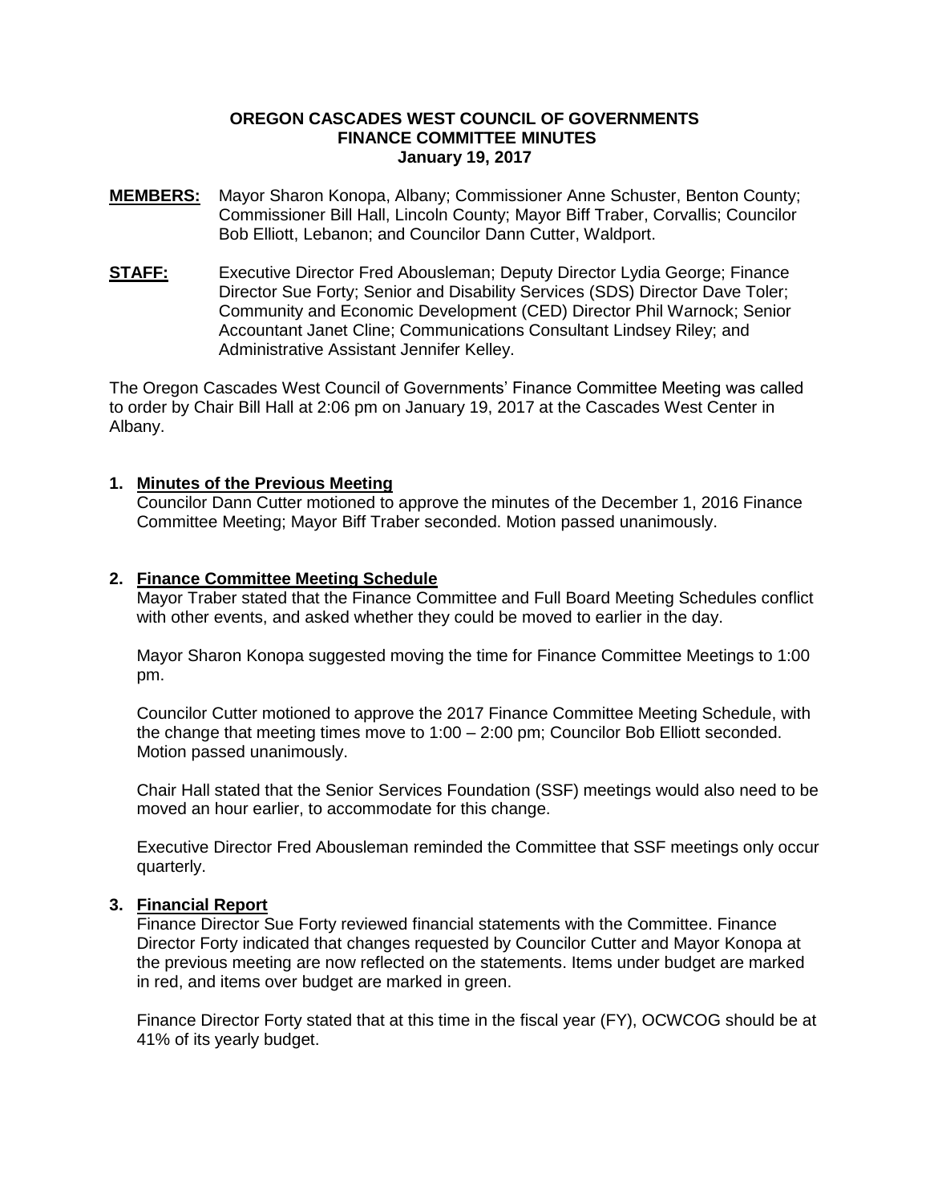# OREGON CASCADES WEST COUNCIL OF GOVERNMENTS
## FINANCE COMMITTEE MINUTES
### January 19, 2017

**MEMBERS:** Mayor Sharon Konopa, Albany; Commissioner Anne Schuster, Benton County; Commissioner Bill Hall, Lincoln County; Mayor Biff Traber, Corvallis; Councilor Bob Elliott, Lebanon; and Councilor Dann Cutter, Waldport.

**STAFF:** Executive Director Fred Abousleman; Deputy Director Lydia George; Finance Director Sue Forty; Senior and Disability Services (SDS) Director Dave Toler; Community and Economic Development (CED) Director Phil Warnock; Senior Accountant Janet Cline; Communications Consultant Lindsey Riley; and Administrative Assistant Jennifer Kelley.

The Oregon Cascades West Council of Governments' Finance Committee Meeting was called to order by Chair Bill Hall at 2:06 pm on January 19, 2017 at the Cascades West Center in Albany.

**1. Minutes of the Previous Meeting**

Councilor Dann Cutter motioned to approve the minutes of the December 1, 2016 Finance Committee Meeting; Mayor Biff Traber seconded. Motion passed unanimously.

**2. Finance Committee Meeting Schedule**

Mayor Traber stated that the Finance Committee and Full Board Meeting Schedules conflict with other events, and asked whether they could be moved to earlier in the day.

Mayor Sharon Konopa suggested moving the time for Finance Committee Meetings to 1:00 pm.

Councilor Cutter motioned to approve the 2017 Finance Committee Meeting Schedule, with the change that meeting times move to 1:00 – 2:00 pm; Councilor Bob Elliott seconded. Motion passed unanimously.

Chair Hall stated that the Senior Services Foundation (SSF) meetings would also need to be moved an hour earlier, to accommodate for this change.

Executive Director Fred Abousleman reminded the Committee that SSF meetings only occur quarterly.

**3. Financial Report**

Finance Director Sue Forty reviewed financial statements with the Committee. Finance Director Forty indicated that changes requested by Councilor Cutter and Mayor Konopa at the previous meeting are now reflected on the statements. Items under budget are marked in red, and items over budget are marked in green.

Finance Director Forty stated that at this time in the fiscal year (FY), OCWCOG should be at 41% of its yearly budget.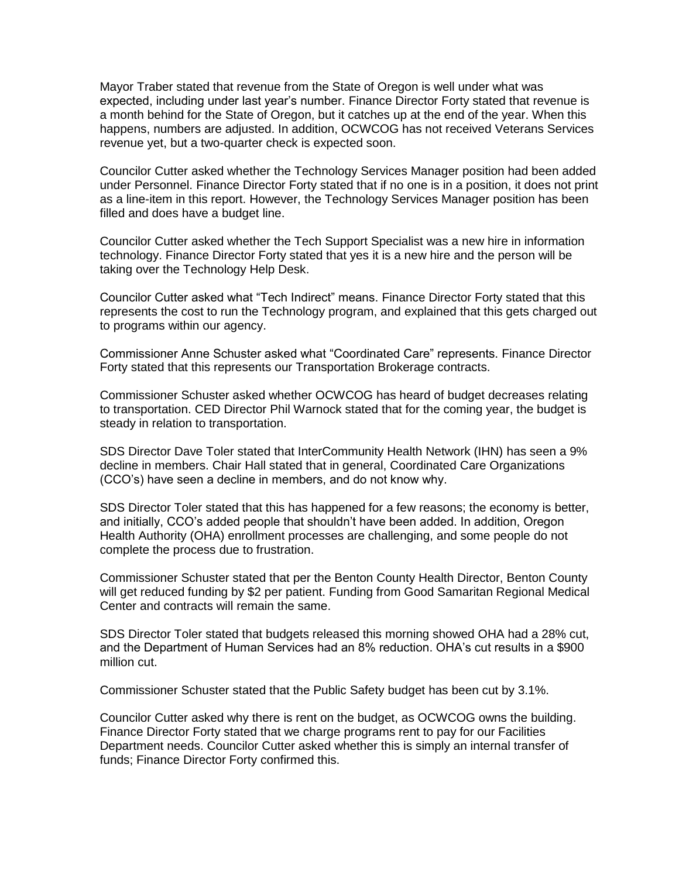Mayor Traber stated that revenue from the State of Oregon is well under what was expected, including under last year's number. Finance Director Forty stated that revenue is a month behind for the State of Oregon, but it catches up at the end of the year. When this happens, numbers are adjusted. In addition, OCWCOG has not received Veterans Services revenue yet, but a two-quarter check is expected soon.

Councilor Cutter asked whether the Technology Services Manager position had been added under Personnel. Finance Director Forty stated that if no one is in a position, it does not print as a line-item in this report. However, the Technology Services Manager position has been filled and does have a budget line.

Councilor Cutter asked whether the Tech Support Specialist was a new hire in information technology. Finance Director Forty stated that yes it is a new hire and the person will be taking over the Technology Help Desk.

Councilor Cutter asked what "Tech Indirect" means. Finance Director Forty stated that this represents the cost to run the Technology program, and explained that this gets charged out to programs within our agency.

Commissioner Anne Schuster asked what "Coordinated Care" represents. Finance Director Forty stated that this represents our Transportation Brokerage contracts.

Commissioner Schuster asked whether OCWCOG has heard of budget decreases relating to transportation. CED Director Phil Warnock stated that for the coming year, the budget is steady in relation to transportation.

SDS Director Dave Toler stated that InterCommunity Health Network (IHN) has seen a 9% decline in members. Chair Hall stated that in general, Coordinated Care Organizations (CCO's) have seen a decline in members, and do not know why.

SDS Director Toler stated that this has happened for a few reasons; the economy is better, and initially, CCO's added people that shouldn't have been added. In addition, Oregon Health Authority (OHA) enrollment processes are challenging, and some people do not complete the process due to frustration.

Commissioner Schuster stated that per the Benton County Health Director, Benton County will get reduced funding by $2 per patient. Funding from Good Samaritan Regional Medical Center and contracts will remain the same.

SDS Director Toler stated that budgets released this morning showed OHA had a 28% cut, and the Department of Human Services had an 8% reduction. OHA's cut results in a $900 million cut.

Commissioner Schuster stated that the Public Safety budget has been cut by 3.1%.

Councilor Cutter asked why there is rent on the budget, as OCWCOG owns the building. Finance Director Forty stated that we charge programs rent to pay for our Facilities Department needs. Councilor Cutter asked whether this is simply an internal transfer of funds; Finance Director Forty confirmed this.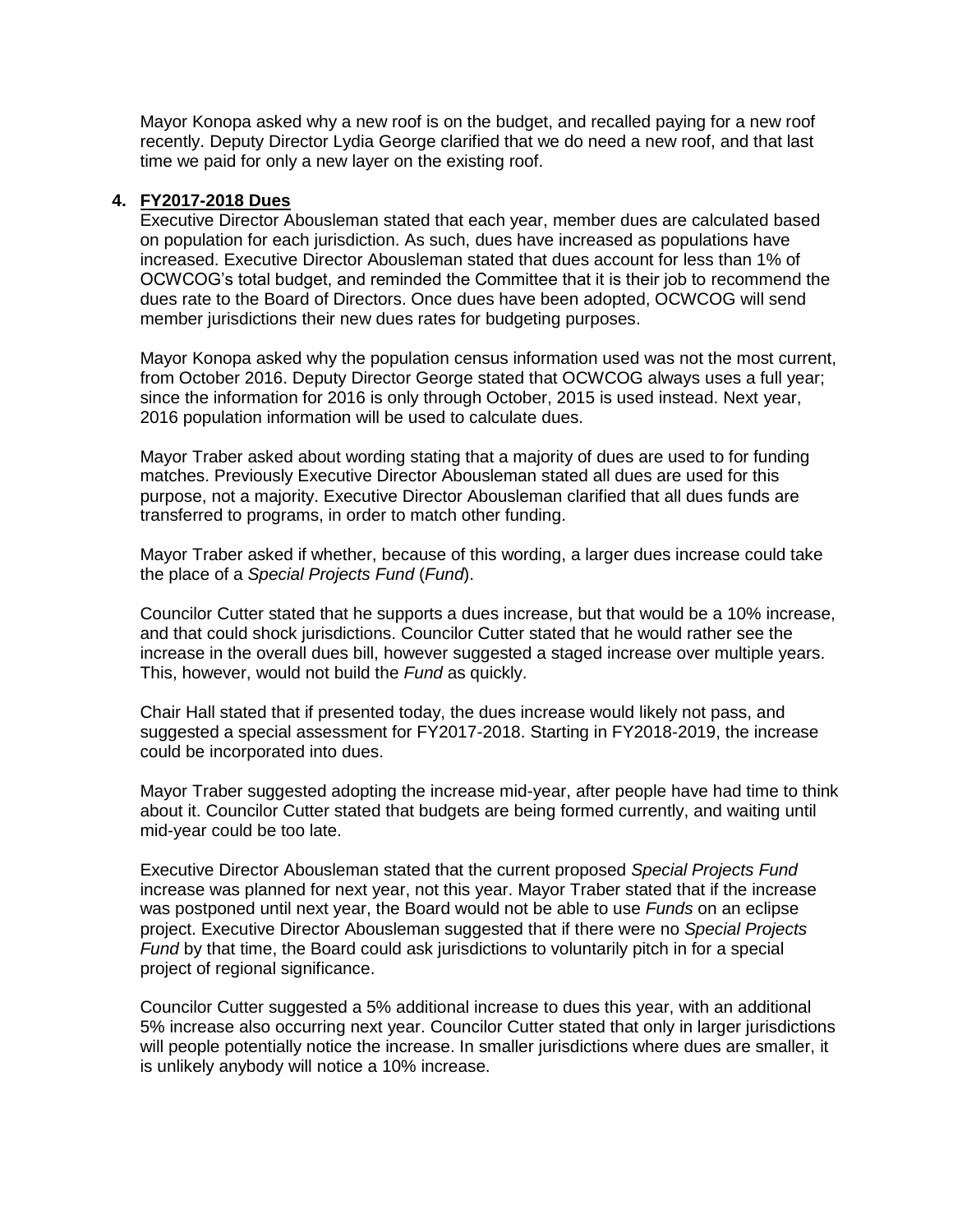Mayor Konopa asked why a new roof is on the budget, and recalled paying for a new roof recently. Deputy Director Lydia George clarified that we do need a new roof, and that last time we paid for only a new layer on the existing roof.

4. **FY2017-2018 Dues**

Executive Director Abousleman stated that each year, member dues are calculated based on population for each jurisdiction. As such, dues have increased as populations have increased. Executive Director Abousleman stated that dues account for less than 1% of OCWCOG's total budget, and reminded the Committee that it is their job to recommend the dues rate to the Board of Directors. Once dues have been adopted, OCWCOG will send member jurisdictions their new dues rates for budgeting purposes.

Mayor Konopa asked why the population census information used was not the most current, from October 2016. Deputy Director George stated that OCWCOG always uses a full year; since the information for 2016 is only through October, 2015 is used instead. Next year, 2016 population information will be used to calculate dues.

Mayor Traber asked about wording stating that a majority of dues are used to for funding matches. Previously Executive Director Abousleman stated all dues are used for this purpose, not a majority. Executive Director Abousleman clarified that all dues funds are transferred to programs, in order to match other funding.

Mayor Traber asked if whether, because of this wording, a larger dues increase could take the place of a *Special Projects Fund* (*Fund*).

Councilor Cutter stated that he supports a dues increase, but that would be a 10% increase, and that could shock jurisdictions. Councilor Cutter stated that he would rather see the increase in the overall dues bill, however suggested a staged increase over multiple years. This, however, would not build the *Fund* as quickly.

Chair Hall stated that if presented today, the dues increase would likely not pass, and suggested a special assessment for FY2017-2018. Starting in FY2018-2019, the increase could be incorporated into dues.

Mayor Traber suggested adopting the increase mid-year, after people have had time to think about it. Councilor Cutter stated that budgets are being formed currently, and waiting until mid-year could be too late.

Executive Director Abousleman stated that the current proposed *Special Projects Fund* increase was planned for next year, not this year. Mayor Traber stated that if the increase was postponed until next year, the Board would not be able to use *Funds* on an eclipse project. Executive Director Abousleman suggested that if there were no *Special Projects Fund* by that time, the Board could ask jurisdictions to voluntarily pitch in for a special project of regional significance.

Councilor Cutter suggested a 5% additional increase to dues this year, with an additional 5% increase also occurring next year. Councilor Cutter stated that only in larger jurisdictions will people potentially notice the increase. In smaller jurisdictions where dues are smaller, it is unlikely anybody will notice a 10% increase.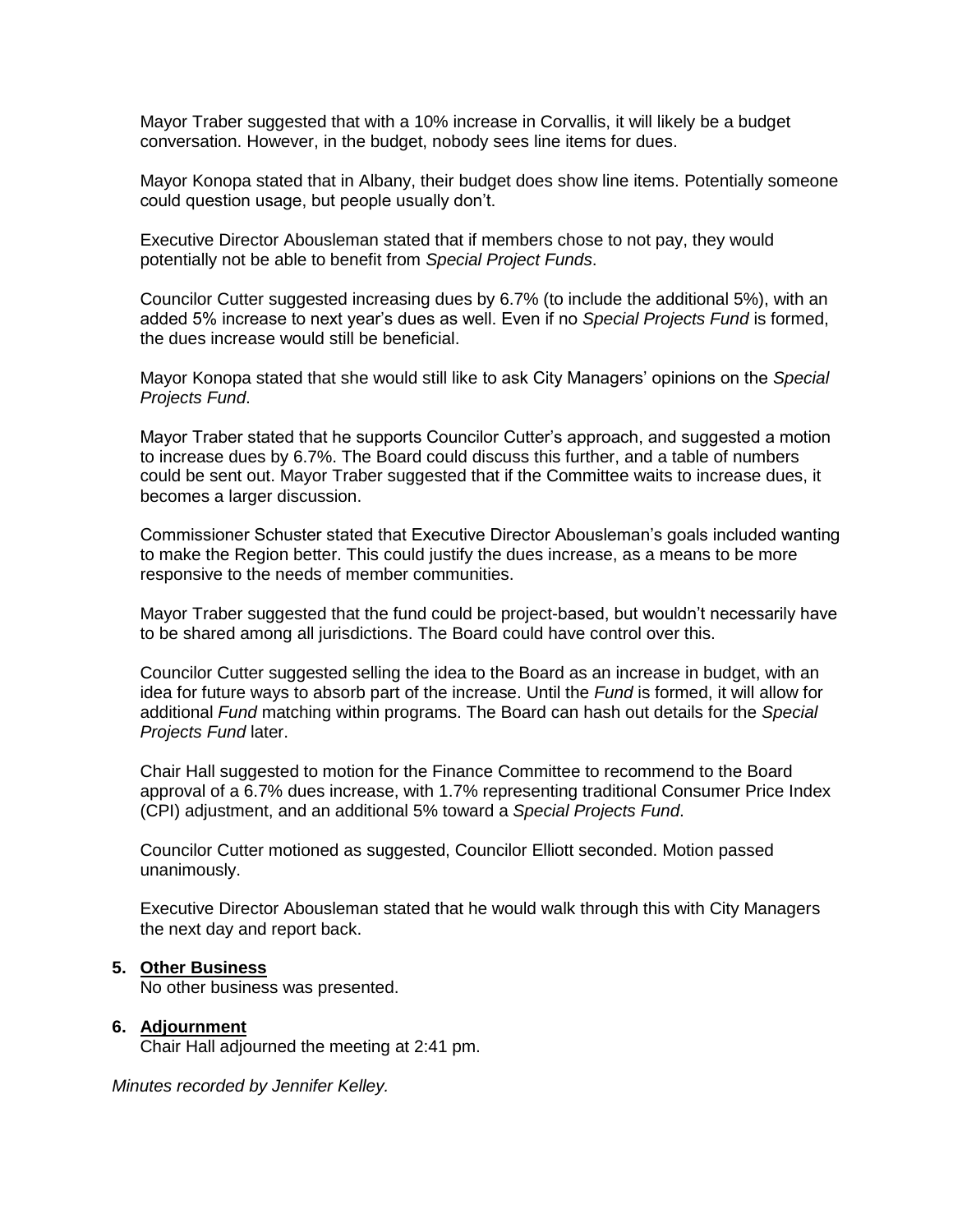Mayor Traber suggested that with a 10% increase in Corvallis, it will likely be a budget conversation. However, in the budget, nobody sees line items for dues.

Mayor Konopa stated that in Albany, their budget does show line items. Potentially someone could question usage, but people usually don't.

Executive Director Abousleman stated that if members chose to not pay, they would potentially not be able to benefit from *Special Project Funds*.

Councilor Cutter suggested increasing dues by 6.7% (to include the additional 5%), with an added 5% increase to next year's dues as well. Even if no *Special Projects Fund* is formed, the dues increase would still be beneficial.

Mayor Konopa stated that she would still like to ask City Managers' opinions on the *Special Projects Fund*.

Mayor Traber stated that he supports Councilor Cutter's approach, and suggested a motion to increase dues by 6.7%. The Board could discuss this further, and a table of numbers could be sent out. Mayor Traber suggested that if the Committee waits to increase dues, it becomes a larger discussion.

Commissioner Schuster stated that Executive Director Abousleman's goals included wanting to make the Region better. This could justify the dues increase, as a means to be more responsive to the needs of member communities.

Mayor Traber suggested that the fund could be project-based, but wouldn't necessarily have to be shared among all jurisdictions. The Board could have control over this.

Councilor Cutter suggested selling the idea to the Board as an increase in budget, with an idea for future ways to absorb part of the increase. Until the *Fund* is formed, it will allow for additional *Fund* matching within programs. The Board can hash out details for the *Special Projects Fund* later.

Chair Hall suggested to motion for the Finance Committee to recommend to the Board approval of a 6.7% dues increase, with 1.7% representing traditional Consumer Price Index (CPI) adjustment, and an additional 5% toward a *Special Projects Fund*.

Councilor Cutter motioned as suggested, Councilor Elliott seconded. Motion passed unanimously.

Executive Director Abousleman stated that he would walk through this with City Managers the next day and report back.

**5. Other Business**

No other business was presented.

**6. Adjournment**

Chair Hall adjourned the meeting at 2:41 pm.

*Minutes recorded by Jennifer Kelley.*